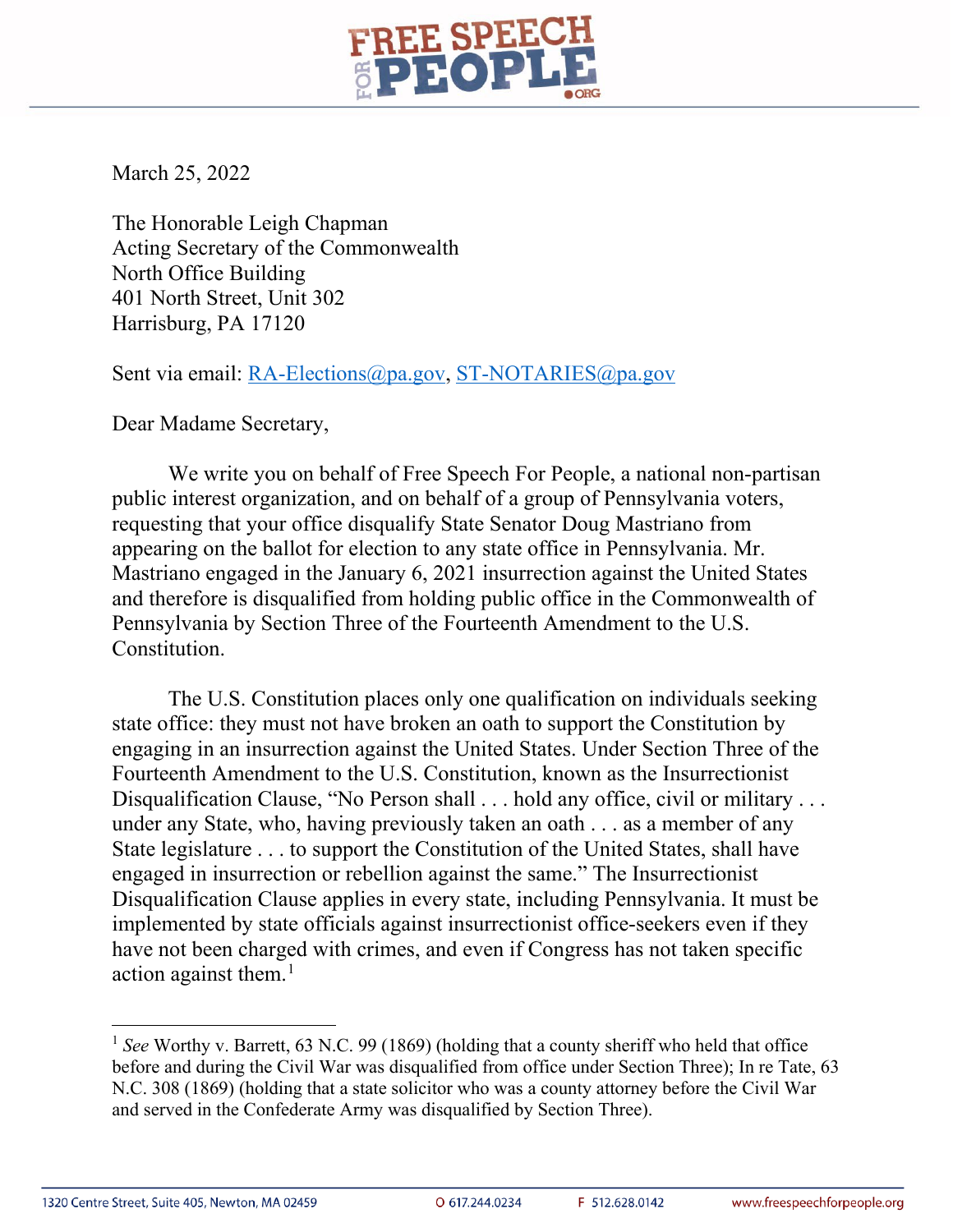March 25, 2022

The Honorable Leigh Chapman
Acting Secretary of the Commonwealth
North Office Building
401 North Street, Unit 302
Harrisburg, PA 17120

Sent via email: RA-Elections@pa.gov, ST-NOTARIES@pa.gov

Dear Madame Secretary,

We write you on behalf of Free Speech For People, a national non-partisan public interest organization, and on behalf of a group of Pennsylvania voters, requesting that your office disqualify State Senator Doug Mastriano from appearing on the ballot for election to any state office in Pennsylvania. Mr. Mastriano engaged in the January 6, 2021 insurrection against the United States and therefore is disqualified from holding public office in the Commonwealth of Pennsylvania by Section Three of the Fourteenth Amendment to the U.S. Constitution.

The U.S. Constitution places only one qualification on individuals seeking state office: they must not have broken an oath to support the Constitution by engaging in an insurrection against the United States. Under Section Three of the Fourteenth Amendment to the U.S. Constitution, known as the Insurrectionist Disqualification Clause, "No Person shall . . . hold any office, civil or military . . . under any State, who, having previously taken an oath . . . as a member of any State legislature . . . to support the Constitution of the United States, shall have engaged in insurrection or rebellion against the same." The Insurrectionist Disqualification Clause applies in every state, including Pennsylvania. It must be implemented by state officials against insurrectionist office-seekers even if they have not been charged with crimes, and even if Congress has not taken specific action against them.[1]

[1] *See* Worthy v. Barrett, 63 N.C. 99 (1869) (holding that a county sheriff who held that office before and during the Civil War was disqualified from office under Section Three); In re Tate, 63 N.C. 308 (1869) (holding that a state solicitor who was a county attorney before the Civil War and served in the Confederate Army was disqualified by Section Three).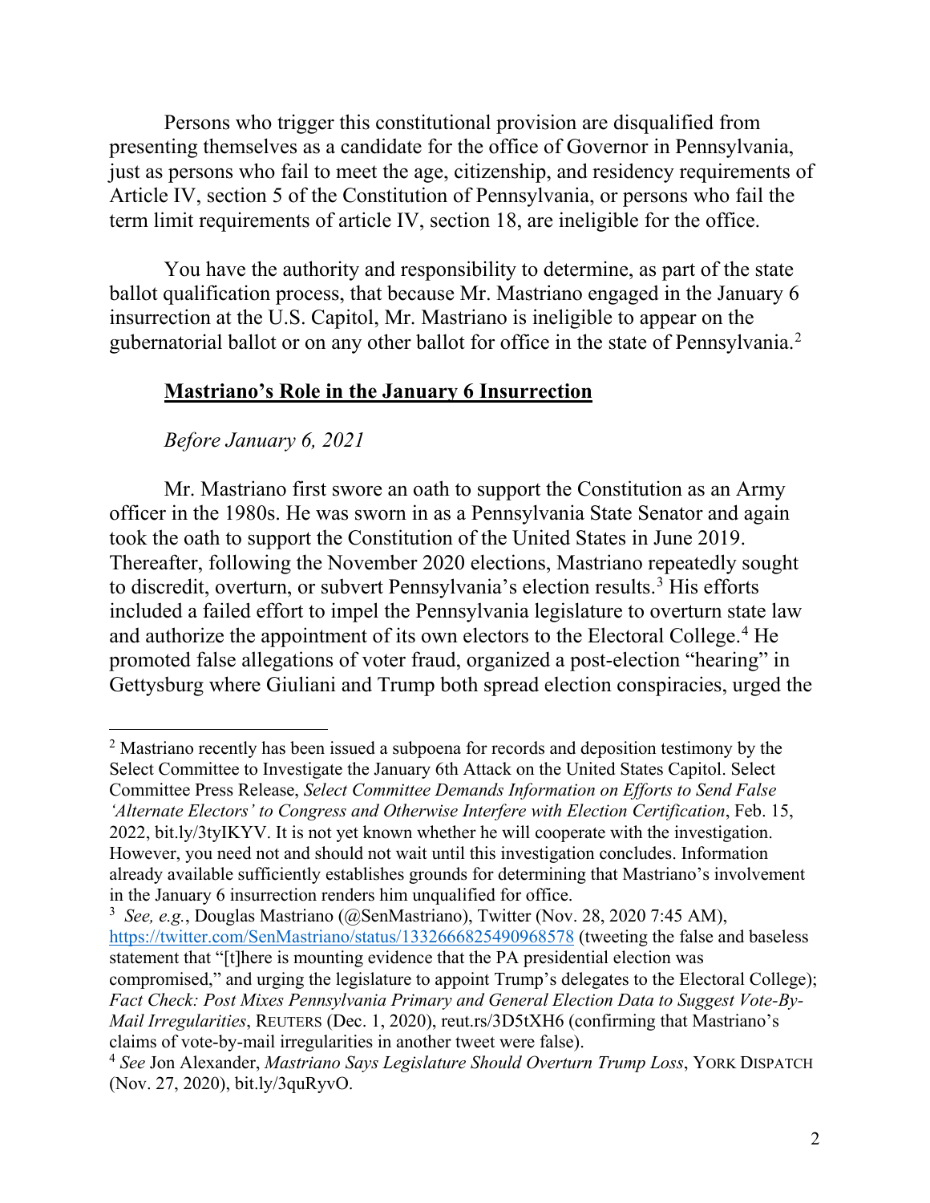Persons who trigger this constitutional provision are disqualified from presenting themselves as a candidate for the office of Governor in Pennsylvania, just as persons who fail to meet the age, citizenship, and residency requirements of Article IV, section 5 of the Constitution of Pennsylvania, or persons who fail the term limit requirements of article IV, section 18, are ineligible for the office.

You have the authority and responsibility to determine, as part of the state ballot qualification process, that because Mr. Mastriano engaged in the January 6 insurrection at the U.S. Capitol, Mr. Mastriano is ineligible to appear on the gubernatorial ballot or on any other ballot for office in the state of Pennsylvania.[2]

## **<u>Mastriano's Role in the January 6 Insurrection</u>**

*Before January 6, 2021*

Mr. Mastriano first swore an oath to support the Constitution as an Army officer in the 1980s. He was sworn in as a Pennsylvania State Senator and again took the oath to support the Constitution of the United States in June 2019. Thereafter, following the November 2020 elections, Mastriano repeatedly sought to discredit, overturn, or subvert Pennsylvania's election results.[3] His efforts included a failed effort to impel the Pennsylvania legislature to overturn state law and authorize the appointment of its own electors to the Electoral College.[4] He promoted false allegations of voter fraud, organized a post-election "hearing" in Gettysburg where Giuliani and Trump both spread election conspiracies, urged the

---

[2] Mastriano recently has been issued a subpoena for records and deposition testimony by the Select Committee to Investigate the January 6th Attack on the United States Capitol. Select Committee Press Release, *Select Committee Demands Information on Efforts to Send False 'Alternate Electors' to Congress and Otherwise Interfere with Election Certification*, Feb. 15, 2022, bit.ly/3tyIKYV. It is not yet known whether he will cooperate with the investigation. However, you need not and should not wait until this investigation concludes. Information already available sufficiently establishes grounds for determining that Mastriano's involvement in the January 6 insurrection renders him unqualified for office.

[3] *See, e.g.*, Douglas Mastriano (@SenMastriano), Twitter (Nov. 28, 2020 7:45 AM), https://twitter.com/SenMastriano/status/1332666825490968578 (tweeting the false and baseless statement that "[t]here is mounting evidence that the PA presidential election was compromised," and urging the legislature to appoint Trump's delegates to the Electoral College); *Fact Check: Post Mixes Pennsylvania Primary and General Election Data to Suggest Vote-By-Mail Irregularities*, REUTERS (Dec. 1, 2020), reut.rs/3D5tXH6 (confirming that Mastriano's claims of vote-by-mail irregularities in another tweet were false).

[4] *See* Jon Alexander, *Mastriano Says Legislature Should Overturn Trump Loss*, YORK DISPATCH (Nov. 27, 2020), bit.ly/3quRyvO.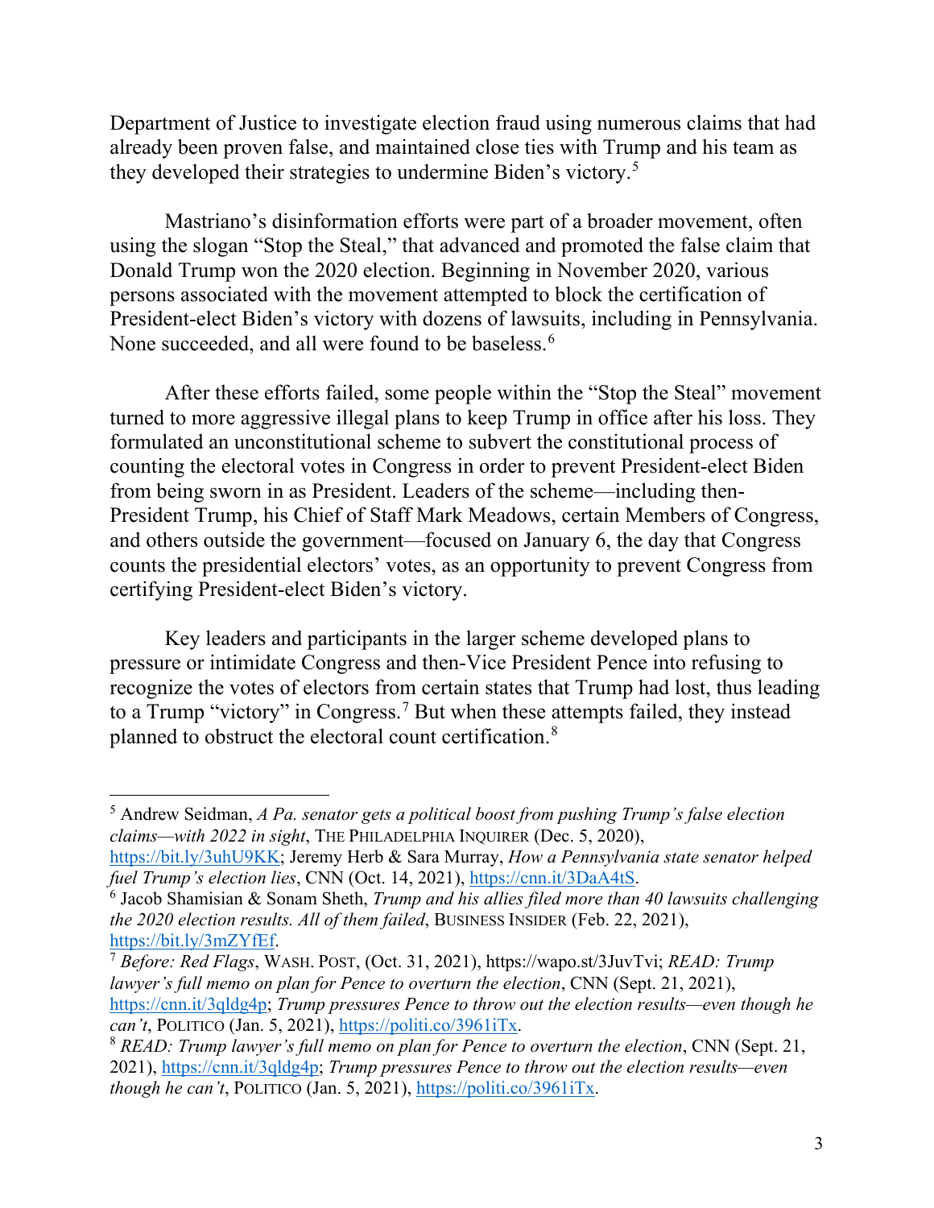Department of Justice to investigate election fraud using numerous claims that had already been proven false, and maintained close ties with Trump and his team as they developed their strategies to undermine Biden's victory.[5]

Mastriano's disinformation efforts were part of a broader movement, often using the slogan "Stop the Steal," that advanced and promoted the false claim that Donald Trump won the 2020 election. Beginning in November 2020, various persons associated with the movement attempted to block the certification of President-elect Biden's victory with dozens of lawsuits, including in Pennsylvania. None succeeded, and all were found to be baseless.[6]

After these efforts failed, some people within the "Stop the Steal" movement turned to more aggressive illegal plans to keep Trump in office after his loss. They formulated an unconstitutional scheme to subvert the constitutional process of counting the electoral votes in Congress in order to prevent President-elect Biden from being sworn in as President. Leaders of the scheme—including then-President Trump, his Chief of Staff Mark Meadows, certain Members of Congress, and others outside the government—focused on January 6, the day that Congress counts the presidential electors' votes, as an opportunity to prevent Congress from certifying President-elect Biden's victory.

Key leaders and participants in the larger scheme developed plans to pressure or intimidate Congress and then-Vice President Pence into refusing to recognize the votes of electors from certain states that Trump had lost, thus leading to a Trump "victory" in Congress.[7] But when these attempts failed, they instead planned to obstruct the electoral count certification.[8]

---

[5] Andrew Seidman, *A Pa. senator gets a political boost from pushing Trump's false election claims—with 2022 in sight*, THE PHILADELPHIA INQUIRER (Dec. 5, 2020), https://bit.ly/3uhU9KK; Jeremy Herb & Sara Murray, *How a Pennsylvania state senator helped fuel Trump's election lies*, CNN (Oct. 14, 2021), https://cnn.it/3DaA4tS.

[6] Jacob Shamisian & Sonam Sheth, *Trump and his allies filed more than 40 lawsuits challenging the 2020 election results. All of them failed*, BUSINESS INSIDER (Feb. 22, 2021), https://bit.ly/3mZYfEf.

[7] *Before: Red Flags*, WASH. POST, (Oct. 31, 2021), https://wapo.st/3JuvTvi; *READ: Trump lawyer's full memo on plan for Pence to overturn the election*, CNN (Sept. 21, 2021), https://cnn.it/3qldg4p; *Trump pressures Pence to throw out the election results—even though he can't*, POLITICO (Jan. 5, 2021), https://politi.co/3961iTx.

[8] *READ: Trump lawyer's full memo on plan for Pence to overturn the election*, CNN (Sept. 21, 2021), https://cnn.it/3qldg4p; *Trump pressures Pence to throw out the election results—even though he can't*, POLITICO (Jan. 5, 2021), https://politi.co/3961iTx.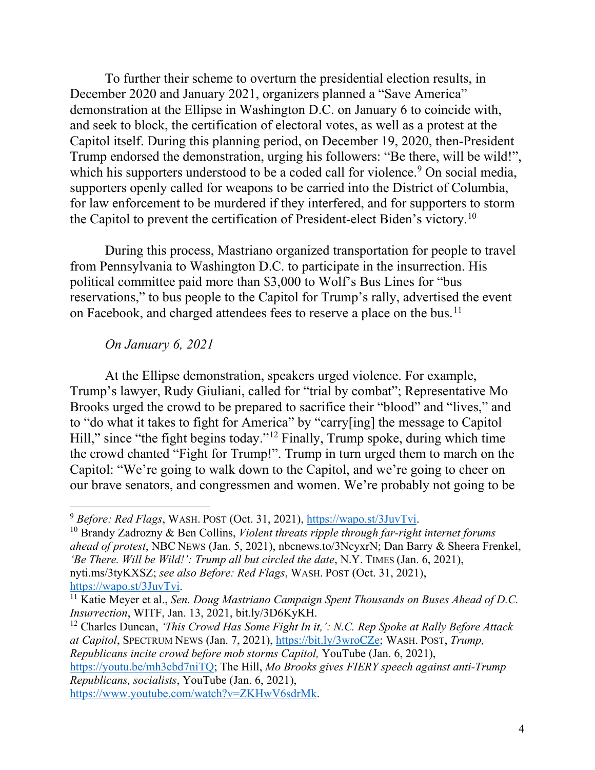To further their scheme to overturn the presidential election results, in December 2020 and January 2021, organizers planned a "Save America" demonstration at the Ellipse in Washington D.C. on January 6 to coincide with, and seek to block, the certification of electoral votes, as well as a protest at the Capitol itself. During this planning period, on December 19, 2020, then-President Trump endorsed the demonstration, urging his followers: "Be there, will be wild!", which his supporters understood to be a coded call for violence.[9] On social media, supporters openly called for weapons to be carried into the District of Columbia, for law enforcement to be murdered if they interfered, and for supporters to storm the Capitol to prevent the certification of President-elect Biden's victory.[10]

During this process, Mastriano organized transportation for people to travel from Pennsylvania to Washington D.C. to participate in the insurrection. His political committee paid more than $3,000 to Wolf's Bus Lines for "bus reservations," to bus people to the Capitol for Trump's rally, advertised the event on Facebook, and charged attendees fees to reserve a place on the bus.[11]

*On January 6, 2021*

At the Ellipse demonstration, speakers urged violence. For example, Trump's lawyer, Rudy Giuliani, called for "trial by combat"; Representative Mo Brooks urged the crowd to be prepared to sacrifice their "blood" and "lives," and to "do what it takes to fight for America" by "carry[ing] the message to Capitol Hill," since "the fight begins today."[12] Finally, Trump spoke, during which time the crowd chanted "Fight for Trump!". Trump in turn urged them to march on the Capitol: "We're going to walk down to the Capitol, and we're going to cheer on our brave senators, and congressmen and women. We're probably not going to be

---

[9] *Before: Red Flags*, WASH. POST (Oct. 31, 2021), https://wapo.st/3JuvTvi.

[10] Brandy Zadrozny & Ben Collins, *Violent threats ripple through far-right internet forums ahead of protest*, NBC NEWS (Jan. 5, 2021), nbcnews.to/3NcyxrN; Dan Barry & Sheera Frenkel, *'Be There. Will be Wild!': Trump all but circled the date*, N.Y. TIMES (Jan. 6, 2021), nyti.ms/3tyKXSZ; *see also Before: Red Flags*, WASH. POST (Oct. 31, 2021), https://wapo.st/3JuvTvi.

[11] Katie Meyer et al., *Sen. Doug Mastriano Campaign Spent Thousands on Buses Ahead of D.C. Insurrection*, WITF, Jan. 13, 2021, bit.ly/3D6KyKH.

[12] Charles Duncan, *'This Crowd Has Some Fight In it,': N.C. Rep Spoke at Rally Before Attack at Capitol*, SPECTRUM NEWS (Jan. 7, 2021), https://bit.ly/3wroCZe; WASH. POST, *Trump, Republicans incite crowd before mob storms Capitol,* YouTube (Jan. 6, 2021), https://youtu.be/mh3cbd7niTQ; The Hill, *Mo Brooks gives FIERY speech against anti-Trump Republicans, socialists*, YouTube (Jan. 6, 2021), https://www.youtube.com/watch?v=ZKHwV6sdrMk.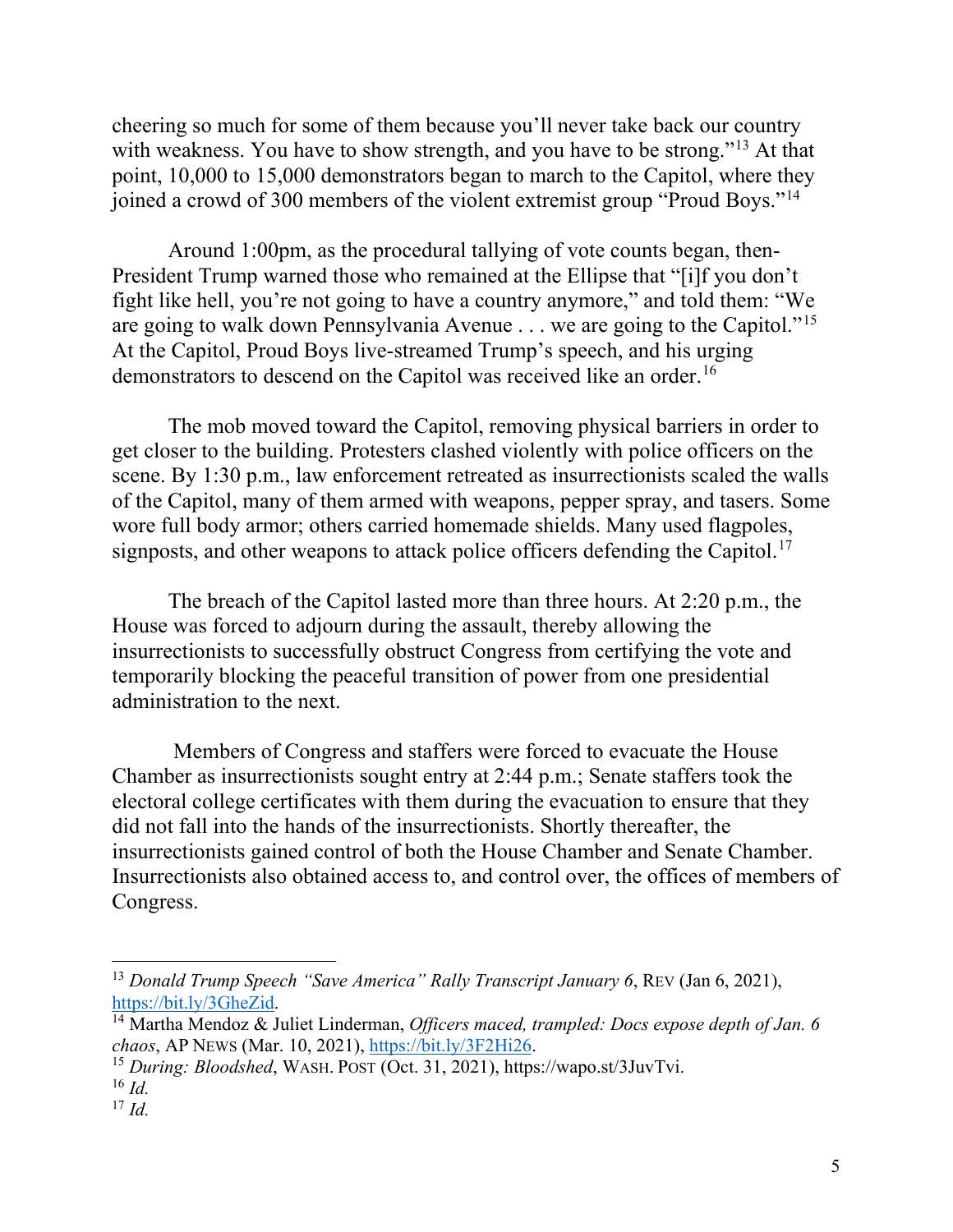cheering so much for some of them because you'll never take back our country with weakness. You have to show strength, and you have to be strong."[13] At that point, 10,000 to 15,000 demonstrators began to march to the Capitol, where they joined a crowd of 300 members of the violent extremist group "Proud Boys."[14]

Around 1:00pm, as the procedural tallying of vote counts began, then-President Trump warned those who remained at the Ellipse that "[i]f you don't fight like hell, you're not going to have a country anymore," and told them: "We are going to walk down Pennsylvania Avenue . . . we are going to the Capitol."[15] At the Capitol, Proud Boys live-streamed Trump's speech, and his urging demonstrators to descend on the Capitol was received like an order.[16]

The mob moved toward the Capitol, removing physical barriers in order to get closer to the building. Protesters clashed violently with police officers on the scene. By 1:30 p.m., law enforcement retreated as insurrectionists scaled the walls of the Capitol, many of them armed with weapons, pepper spray, and tasers. Some wore full body armor; others carried homemade shields. Many used flagpoles, signposts, and other weapons to attack police officers defending the Capitol.[17]

The breach of the Capitol lasted more than three hours. At 2:20 p.m., the House was forced to adjourn during the assault, thereby allowing the insurrectionists to successfully obstruct Congress from certifying the vote and temporarily blocking the peaceful transition of power from one presidential administration to the next.

Members of Congress and staffers were forced to evacuate the House Chamber as insurrectionists sought entry at 2:44 p.m.; Senate staffers took the electoral college certificates with them during the evacuation to ensure that they did not fall into the hands of the insurrectionists. Shortly thereafter, the insurrectionists gained control of both the House Chamber and Senate Chamber. Insurrectionists also obtained access to, and control over, the offices of members of Congress.

---

[13] *Donald Trump Speech "Save America" Rally Transcript January 6*, REV (Jan 6, 2021), https://bit.ly/3GheZid.

[14] Martha Mendoz & Juliet Linderman, *Officers maced, trampled: Docs expose depth of Jan. 6 chaos*, AP NEWS (Mar. 10, 2021), https://bit.ly/3F2Hi26.

[15] *During: Bloodshed*, WASH. POST (Oct. 31, 2021), https://wapo.st/3JuvTvi.

[16] *Id.*

[17] *Id.*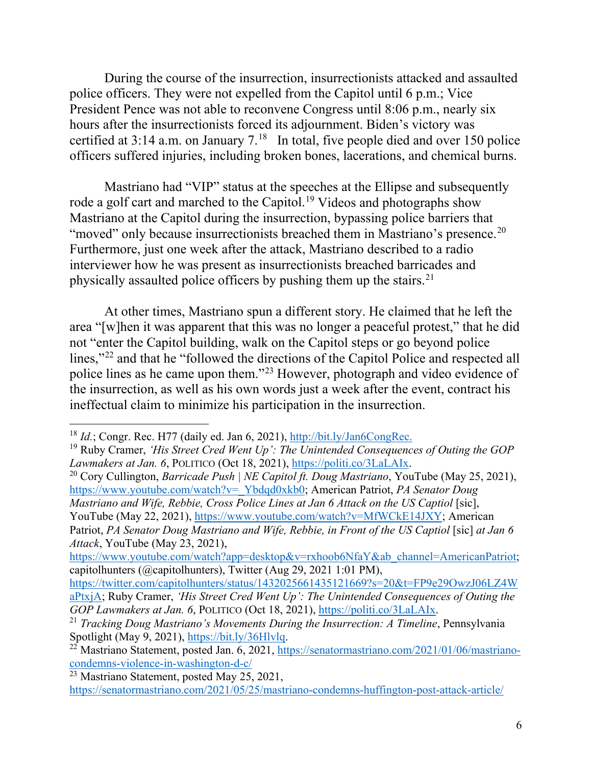During the course of the insurrection, insurrectionists attacked and assaulted police officers. They were not expelled from the Capitol until 6 p.m.; Vice President Pence was not able to reconvene Congress until 8:06 p.m., nearly six hours after the insurrectionists forced its adjournment. Biden's victory was certified at 3:14 a.m. on January 7.[18] In total, five people died and over 150 police officers suffered injuries, including broken bones, lacerations, and chemical burns.

Mastriano had "VIP" status at the speeches at the Ellipse and subsequently rode a golf cart and marched to the Capitol.[19] Videos and photographs show Mastriano at the Capitol during the insurrection, bypassing police barriers that "moved" only because insurrectionists breached them in Mastriano's presence.[20] Furthermore, just one week after the attack, Mastriano described to a radio interviewer how he was present as insurrectionists breached barricades and physically assaulted police officers by pushing them up the stairs.[21]

At other times, Mastriano spun a different story. He claimed that he left the area "[w]hen it was apparent that this was no longer a peaceful protest," that he did not "enter the Capitol building, walk on the Capitol steps or go beyond police lines,"[22] and that he "followed the directions of the Capitol Police and respected all police lines as he came upon them."[23] However, photograph and video evidence of the insurrection, as well as his own words just a week after the event, contract his ineffectual claim to minimize his participation in the insurrection.

---

[18] *Id.*; Congr. Rec. H77 (daily ed. Jan 6, 2021), http://bit.ly/Jan6CongRec.

[19] Ruby Cramer, *'His Street Cred Went Up': The Unintended Consequences of Outing the GOP Lawmakers at Jan. 6*, POLITICO (Oct 18, 2021), https://politi.co/3LaLAIx.

[20] Cory Cullington, *Barricade Push | NE Capitol ft. Doug Mastriano*, YouTube (May 25, 2021), https://www.youtube.com/watch?v=_Ybdqd0xkb0; American Patriot, *PA Senator Doug Mastriano and Wife, Rebbie, Cross Police Lines at Jan 6 Attack on the US Captiol* [sic], YouTube (May 22, 2021), https://www.youtube.com/watch?v=MfWCkE14JXY; American Patriot, *PA Senator Doug Mastriano and Wife, Rebbie, in Front of the US Captiol* [sic] *at Jan 6 Attack*, YouTube (May 23, 2021), https://www.youtube.com/watch?app=desktop&v=rxhoob6NfaY&ab_channel=AmericanPatriot; capitolhunters (@capitolhunters), Twitter (Aug 29, 2021 1:01 PM), https://twitter.com/capitolhunters/status/1432025661435121669?s=20&t=FP9e29OwzJ06LZ4WaPtxjA; Ruby Cramer, *'His Street Cred Went Up': The Unintended Consequences of Outing the GOP Lawmakers at Jan. 6*, POLITICO (Oct 18, 2021), https://politi.co/3LaLAIx.

[21] *Tracking Doug Mastriano's Movements During the Insurrection: A Timeline*, Pennsylvania Spotlight (May 9, 2021), https://bit.ly/36Hlvlq.

[22] Mastriano Statement, posted Jan. 6, 2021, https://senatormastriano.com/2021/01/06/mastriano-condemns-violence-in-washington-d-c/

[23] Mastriano Statement, posted May 25, 2021, https://senatormastriano.com/2021/05/25/mastriano-condemns-huffington-post-attack-article/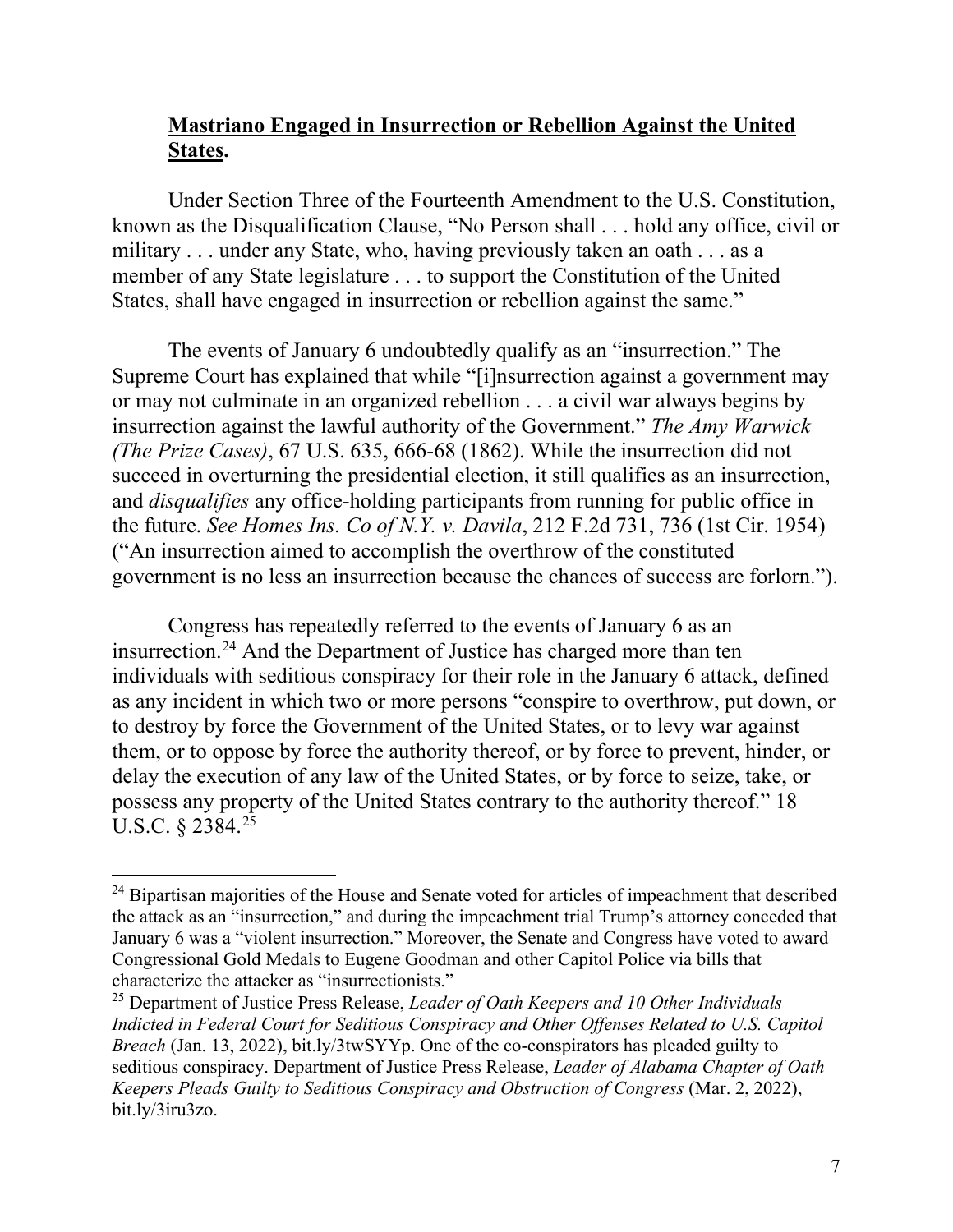**Mastriano Engaged in Insurrection or Rebellion Against the United States.**

Under Section Three of the Fourteenth Amendment to the U.S. Constitution, known as the Disqualification Clause, "No Person shall . . . hold any office, civil or military . . . under any State, who, having previously taken an oath . . . as a member of any State legislature . . . to support the Constitution of the United States, shall have engaged in insurrection or rebellion against the same."

The events of January 6 undoubtedly qualify as an "insurrection." The Supreme Court has explained that while "[i]nsurrection against a government may or may not culminate in an organized rebellion . . . a civil war always begins by insurrection against the lawful authority of the Government." *The Amy Warwick (The Prize Cases)*, 67 U.S. 635, 666-68 (1862). While the insurrection did not succeed in overturning the presidential election, it still qualifies as an insurrection, and *disqualifies* any office-holding participants from running for public office in the future. *See Homes Ins. Co of N.Y. v. Davila*, 212 F.2d 731, 736 (1st Cir. 1954) ("An insurrection aimed to accomplish the overthrow of the constituted government is no less an insurrection because the chances of success are forlorn.").

Congress has repeatedly referred to the events of January 6 as an insurrection.[24] And the Department of Justice has charged more than ten individuals with seditious conspiracy for their role in the January 6 attack, defined as any incident in which two or more persons "conspire to overthrow, put down, or to destroy by force the Government of the United States, or to levy war against them, or to oppose by force the authority thereof, or by force to prevent, hinder, or delay the execution of any law of the United States, or by force to seize, take, or possess any property of the United States contrary to the authority thereof." 18 U.S.C. § 2384.[25]

---

[24] Bipartisan majorities of the House and Senate voted for articles of impeachment that described the attack as an "insurrection," and during the impeachment trial Trump's attorney conceded that January 6 was a "violent insurrection." Moreover, the Senate and Congress have voted to award Congressional Gold Medals to Eugene Goodman and other Capitol Police via bills that characterize the attacker as "insurrectionists."

[25] Department of Justice Press Release, *Leader of Oath Keepers and 10 Other Individuals Indicted in Federal Court for Seditious Conspiracy and Other Offenses Related to U.S. Capitol Breach* (Jan. 13, 2022), bit.ly/3twSYYp. One of the co-conspirators has pleaded guilty to seditious conspiracy. Department of Justice Press Release, *Leader of Alabama Chapter of Oath Keepers Pleads Guilty to Seditious Conspiracy and Obstruction of Congress* (Mar. 2, 2022), bit.ly/3iru3zo.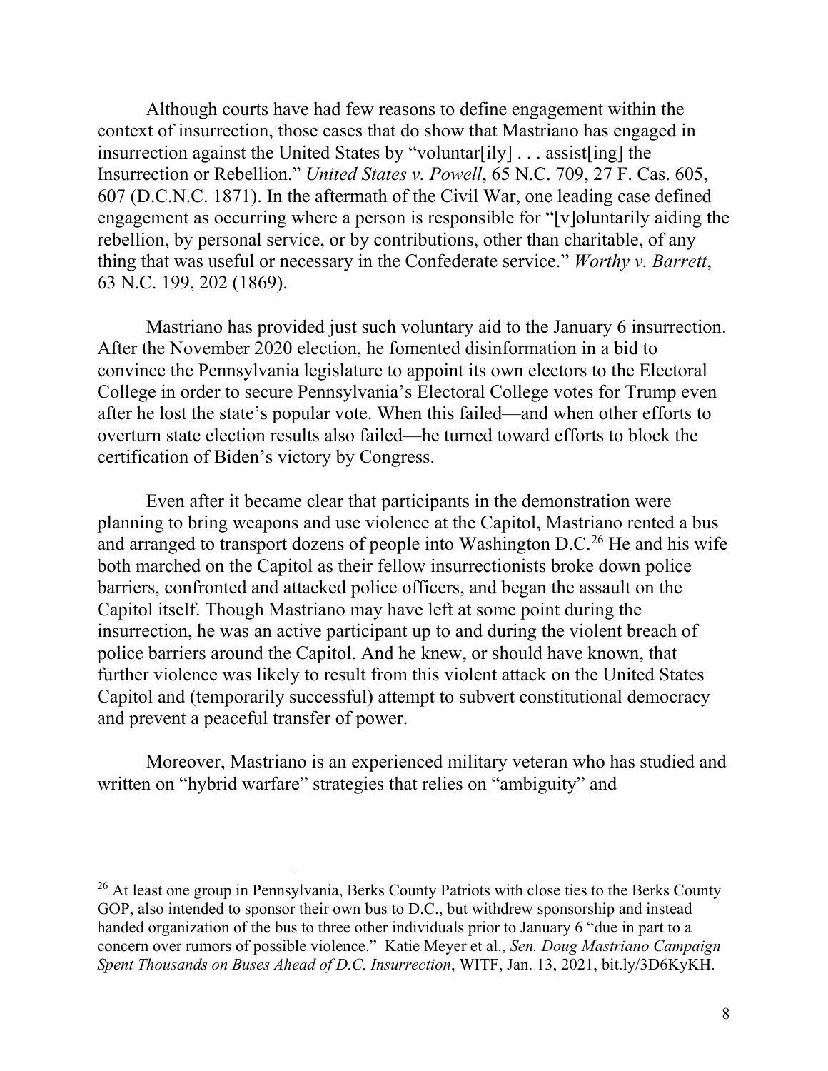Although courts have had few reasons to define engagement within the context of insurrection, those cases that do show that Mastriano has engaged in insurrection against the United States by "voluntar[ily] . . . assist[ing] the Insurrection or Rebellion." *United States v. Powell*, 65 N.C. 709, 27 F. Cas. 605, 607 (D.C.N.C. 1871). In the aftermath of the Civil War, one leading case defined engagement as occurring where a person is responsible for "[v]oluntarily aiding the rebellion, by personal service, or by contributions, other than charitable, of any thing that was useful or necessary in the Confederate service." *Worthy v. Barrett*, 63 N.C. 199, 202 (1869).

Mastriano has provided just such voluntary aid to the January 6 insurrection. After the November 2020 election, he fomented disinformation in a bid to convince the Pennsylvania legislature to appoint its own electors to the Electoral College in order to secure Pennsylvania's Electoral College votes for Trump even after he lost the state's popular vote. When this failed—and when other efforts to overturn state election results also failed—he turned toward efforts to block the certification of Biden's victory by Congress.

Even after it became clear that participants in the demonstration were planning to bring weapons and use violence at the Capitol, Mastriano rented a bus and arranged to transport dozens of people into Washington D.C.[26] He and his wife both marched on the Capitol as their fellow insurrectionists broke down police barriers, confronted and attacked police officers, and began the assault on the Capitol itself. Though Mastriano may have left at some point during the insurrection, he was an active participant up to and during the violent breach of police barriers around the Capitol. And he knew, or should have known, that further violence was likely to result from this violent attack on the United States Capitol and (temporarily successful) attempt to subvert constitutional democracy and prevent a peaceful transfer of power.

Moreover, Mastriano is an experienced military veteran who has studied and written on "hybrid warfare" strategies that relies on "ambiguity" and

---

[26] At least one group in Pennsylvania, Berks County Patriots with close ties to the Berks County GOP, also intended to sponsor their own bus to D.C., but withdrew sponsorship and instead handed organization of the bus to three other individuals prior to January 6 "due in part to a concern over rumors of possible violence." Katie Meyer et al., *Sen. Doug Mastriano Campaign Spent Thousands on Buses Ahead of D.C. Insurrection*, WITF, Jan. 13, 2021, bit.ly/3D6KyKH.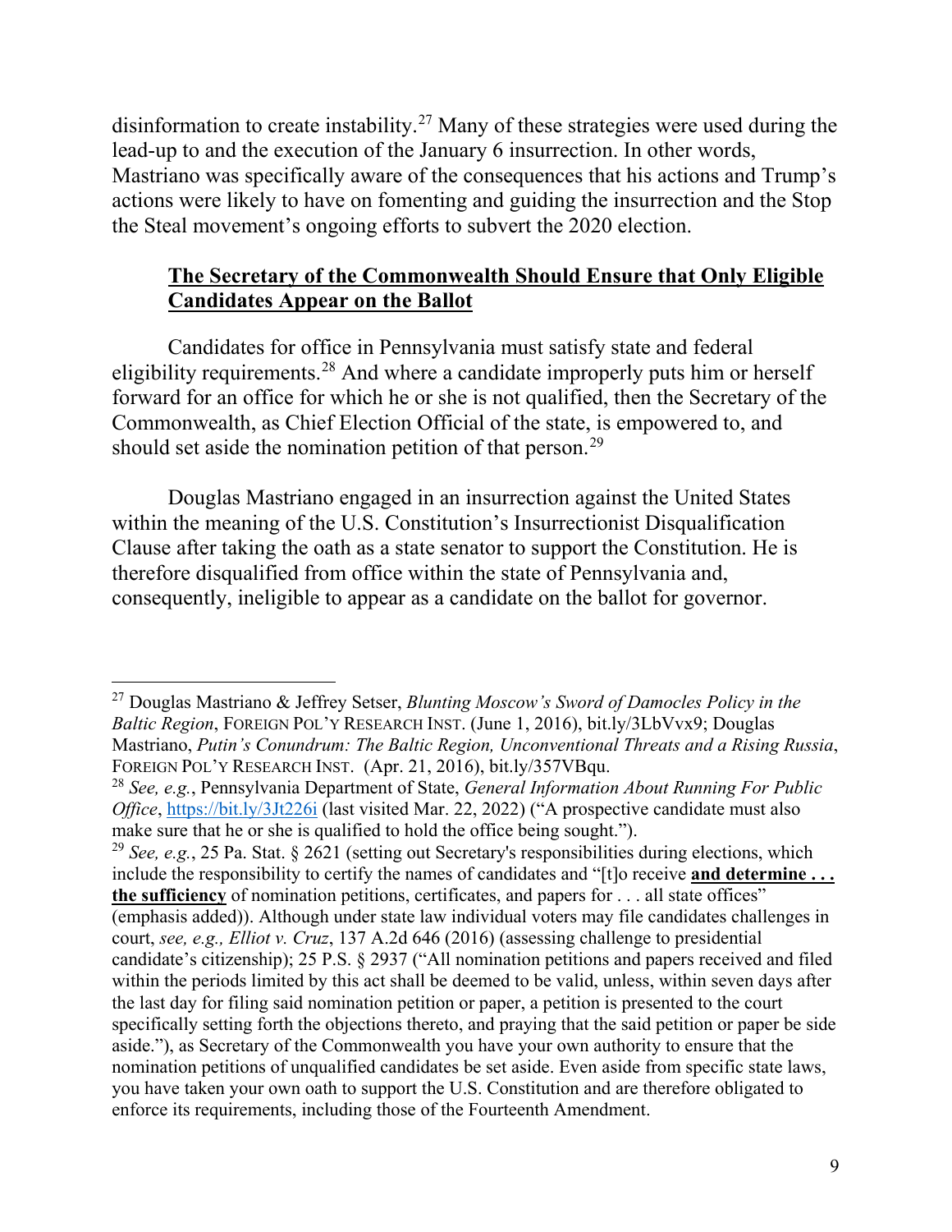disinformation to create instability.[27] Many of these strategies were used during the lead-up to and the execution of the January 6 insurrection. In other words, Mastriano was specifically aware of the consequences that his actions and Trump's actions were likely to have on fomenting and guiding the insurrection and the Stop the Steal movement's ongoing efforts to subvert the 2020 election.

## **The Secretary of the Commonwealth Should Ensure that Only Eligible Candidates Appear on the Ballot**

Candidates for office in Pennsylvania must satisfy state and federal eligibility requirements.[28] And where a candidate improperly puts him or herself forward for an office for which he or she is not qualified, then the Secretary of the Commonwealth, as Chief Election Official of the state, is empowered to, and should set aside the nomination petition of that person.[29]

Douglas Mastriano engaged in an insurrection against the United States within the meaning of the U.S. Constitution's Insurrectionist Disqualification Clause after taking the oath as a state senator to support the Constitution. He is therefore disqualified from office within the state of Pennsylvania and, consequently, ineligible to appear as a candidate on the ballot for governor.

---

[27] Douglas Mastriano & Jeffrey Setser, *Blunting Moscow's Sword of Damocles Policy in the Baltic Region*, FOREIGN POL'Y RESEARCH INST. (June 1, 2016), bit.ly/3LbVvx9; Douglas Mastriano, *Putin's Conundrum: The Baltic Region, Unconventional Threats and a Rising Russia*, FOREIGN POL'Y RESEARCH INST. (Apr. 21, 2016), bit.ly/357VBqu.

[28] *See, e.g.*, Pennsylvania Department of State, *General Information About Running For Public Office*, https://bit.ly/3Jt226i (last visited Mar. 22, 2022) ("A prospective candidate must also make sure that he or she is qualified to hold the office being sought.").

[29] *See, e.g.*, 25 Pa. Stat. § 2621 (setting out Secretary's responsibilities during elections, which include the responsibility to certify the names of candidates and "[t]o receive **and determine . . . the sufficiency** of nomination petitions, certificates, and papers for . . . all state offices" (emphasis added)). Although under state law individual voters may file candidates challenges in court, *see, e.g., Elliot v. Cruz*, 137 A.2d 646 (2016) (assessing challenge to presidential candidate's citizenship); 25 P.S. § 2937 ("All nomination petitions and papers received and filed within the periods limited by this act shall be deemed to be valid, unless, within seven days after the last day for filing said nomination petition or paper, a petition is presented to the court specifically setting forth the objections thereto, and praying that the said petition or paper be side aside."), as Secretary of the Commonwealth you have your own authority to ensure that the nomination petitions of unqualified candidates be set aside. Even aside from specific state laws, you have taken your own oath to support the U.S. Constitution and are therefore obligated to enforce its requirements, including those of the Fourteenth Amendment.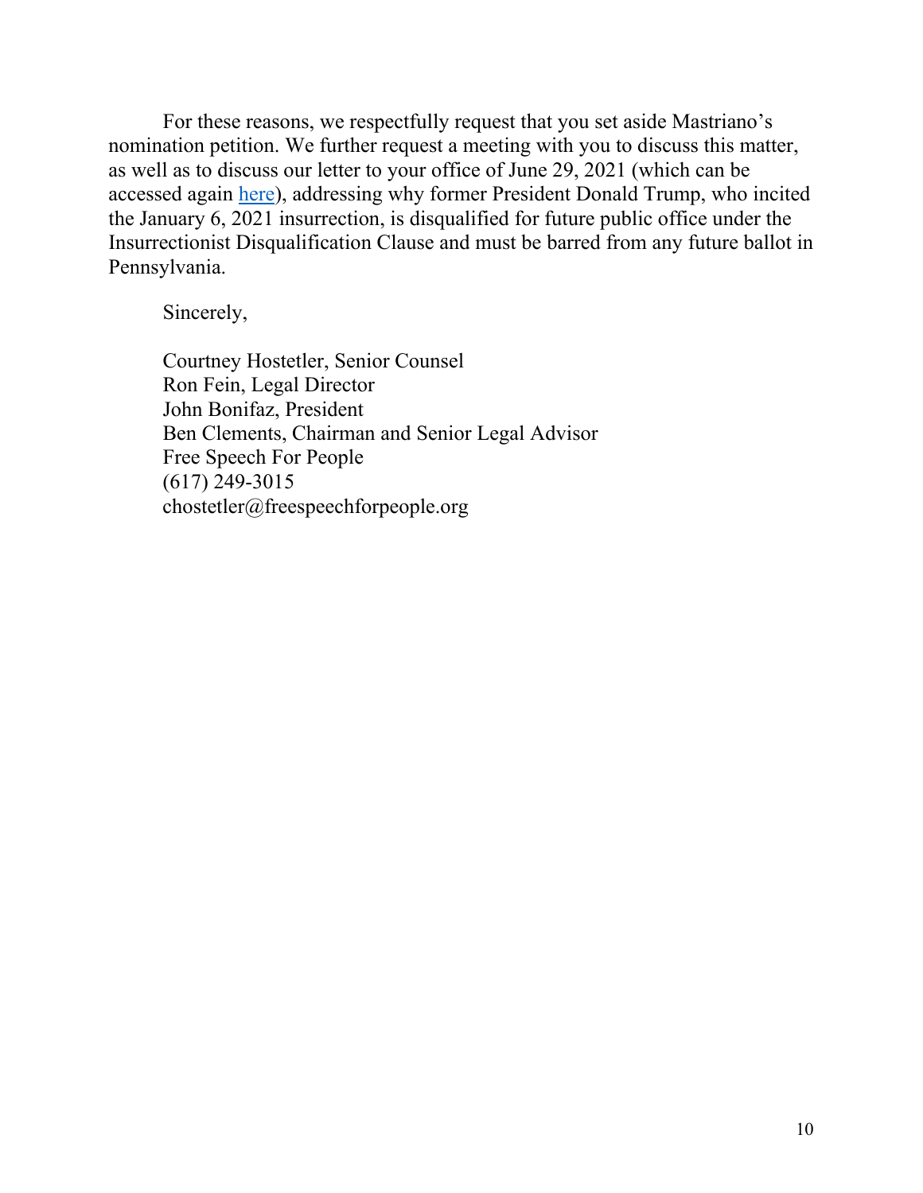For these reasons, we respectfully request that you set aside Mastriano's nomination petition. We further request a meeting with you to discuss this matter, as well as to discuss our letter to your office of June 29, 2021 (which can be accessed again here), addressing why former President Donald Trump, who incited the January 6, 2021 insurrection, is disqualified for future public office under the Insurrectionist Disqualification Clause and must be barred from any future ballot in Pennsylvania.

Sincerely,

Courtney Hostetler, Senior Counsel  
Ron Fein, Legal Director  
John Bonifaz, President  
Ben Clements, Chairman and Senior Legal Advisor  
Free Speech For People  
(617) 249-3015  
chostetler@freespeechforpeople.org